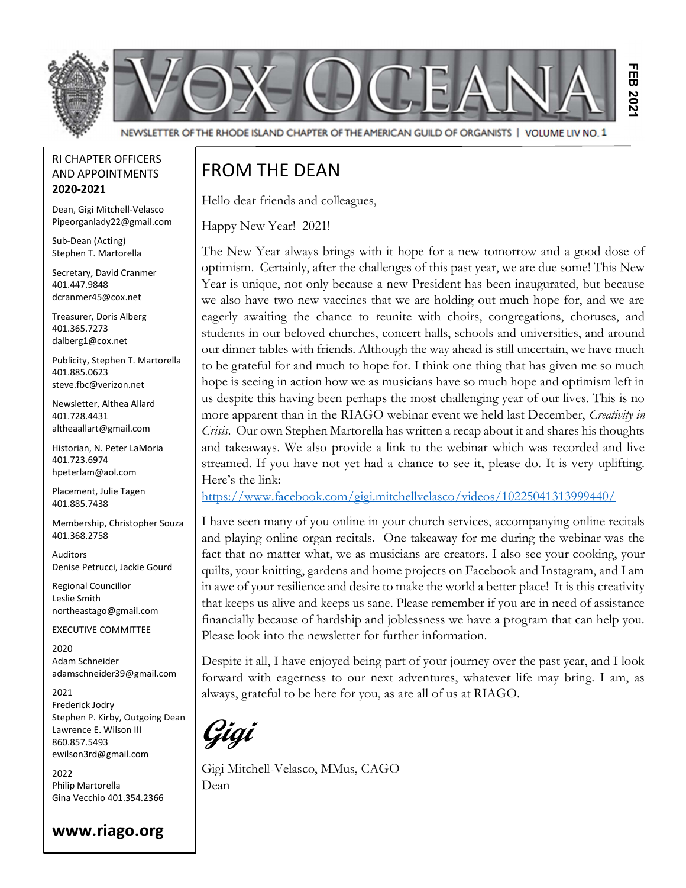# VOX OCEANA

NEWSLETTER OF THE RHODE ISLAND CHAPTER OF THE AMERICAN GUILD OF ORGANISTS | VOLUME LIV NO. 1

FEB 2021

RI CHAPTER OFFICERS AND APPOINTMENTS
**2020-2021**

Dean, Gigi Mitchell-Velasco
Pipeorganlady22@gmail.com

Sub-Dean (Acting)
Stephen T. Martorella

Secretary, David Cranmer
401.447.9848
dcranmer45@cox.net

Treasurer, Doris Alberg
401.365.7273
dalberg1@cox.net

Publicity, Stephen T. Martorella
401.885.0623
steve.fbc@verizon.net

Newsletter, Althea Allard
401.728.4431
altheaallart@gmail.com

Historian, N. Peter LaMoria
401.723.6974
hpeterlam@aol.com

Placement, Julie Tagen
401.885.7438

Membership, Christopher Souza
401.368.2758

Auditors
Denise Petrucci, Jackie Gourd

Regional Councillor
Leslie Smith
northeastago@gmail.com

EXECUTIVE COMMITTEE

2020
Adam Schneider
adamschneider39@gmail.com

2021
Frederick Jodry
Stephen P. Kirby, Outgoing Dean
Lawrence E. Wilson III
860.857.5493
ewilson3rd@gmail.com

2022
Philip Martorella
Gina Vecchio 401.354.2366

**www.riago.org**

## FROM THE DEAN

Hello dear friends and colleagues,

Happy New Year! 2021!

The New Year always brings with it hope for a new tomorrow and a good dose of optimism. Certainly, after the challenges of this past year, we are due some! This New Year is unique, not only because a new President has been inaugurated, but because we also have two new vaccines that we are holding out much hope for, and we are eagerly awaiting the chance to reunite with choirs, congregations, choruses, and students in our beloved churches, concert halls, schools and universities, and around our dinner tables with friends. Although the way ahead is still uncertain, we have much to be grateful for and much to hope for. I think one thing that has given me so much hope is seeing in action how we as musicians have so much hope and optimism left in us despite this having been perhaps the most challenging year of our lives. This is no more apparent than in the RIAGO webinar event we held last December, *Creativity in Crisis*. Our own Stephen Martorella has written a recap about it and shares his thoughts and takeaways. We also provide a link to the webinar which was recorded and live streamed. If you have not yet had a chance to see it, please do. It is very uplifting. Here's the link:
https://www.facebook.com/gigi.mitchellvelasco/videos/10225041313999440/

I have seen many of you online in your church services, accompanying online recitals and playing online organ recitals. One takeaway for me during the webinar was the fact that no matter what, we as musicians are creators. I also see your cooking, your quilts, your knitting, gardens and home projects on Facebook and Instagram, and I am in awe of your resilience and desire to make the world a better place! It is this creativity that keeps us alive and keeps us sane. Please remember if you are in need of assistance financially because of hardship and joblessness we have a program that can help you. Please look into the newsletter for further information.

Despite it all, I have enjoyed being part of your journey over the past year, and I look forward with eagerness to our next adventures, whatever life may bring. I am, as always, grateful to be here for you, as are all of us at RIAGO.

***Gigi***

Gigi Mitchell-Velasco, MMus, CAGO
Dean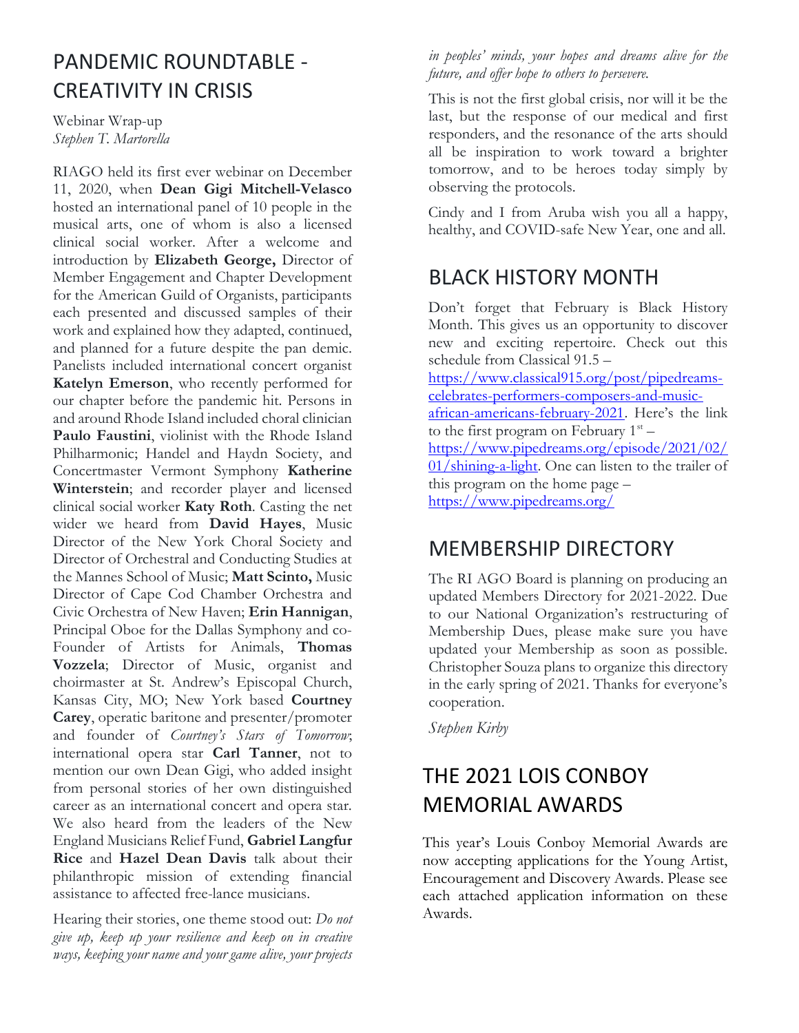## PANDEMIC ROUNDTABLE - CREATIVITY IN CRISIS

Webinar Wrap-up
*Stephen T. Martorella*

RIAGO held its first ever webinar on December 11, 2020, when **Dean Gigi Mitchell-Velasco** hosted an international panel of 10 people in the musical arts, one of whom is also a licensed clinical social worker. After a welcome and introduction by **Elizabeth George,** Director of Member Engagement and Chapter Development for the American Guild of Organists, participants each presented and discussed samples of their work and explained how they adapted, continued, and planned for a future despite the pan demic. Panelists included international concert organist **Katelyn Emerson**, who recently performed for our chapter before the pandemic hit. Persons in and around Rhode Island included choral clinician **Paulo Faustini**, violinist with the Rhode Island Philharmonic; Handel and Haydn Society, and Concertmaster Vermont Symphony **Katherine Winterstein**; and recorder player and licensed clinical social worker **Katy Roth**. Casting the net wider we heard from **David Hayes**, Music Director of the New York Choral Society and Director of Orchestral and Conducting Studies at the Mannes School of Music; **Matt Scinto,** Music Director of Cape Cod Chamber Orchestra and Civic Orchestra of New Haven; **Erin Hannigan**, Principal Oboe for the Dallas Symphony and co-Founder of Artists for Animals, **Thomas Vozzela**; Director of Music, organist and choirmaster at St. Andrew's Episcopal Church, Kansas City, MO; New York based **Courtney Carey**, operatic baritone and presenter/promoter and founder of *Courtney's Stars of Tomorrow*; international opera star **Carl Tanner**, not to mention our own Dean Gigi, who added insight from personal stories of her own distinguished career as an international concert and opera star. We also heard from the leaders of the New England Musicians Relief Fund, **Gabriel Langfur Rice** and **Hazel Dean Davis** talk about their philanthropic mission of extending financial assistance to affected free-lance musicians.

Hearing their stories, one theme stood out: *Do not give up, keep up your resilience and keep on in creative ways, keeping your name and your game alive, your projects in peoples' minds, your hopes and dreams alive for the future, and offer hope to others to persevere.*

This is not the first global crisis, nor will it be the last, but the response of our medical and first responders, and the resonance of the arts should all be inspiration to work toward a brighter tomorrow, and to be heroes today simply by observing the protocols.

Cindy and I from Aruba wish you all a happy, healthy, and COVID-safe New Year, one and all.

## BLACK HISTORY MONTH

Don't forget that February is Black History Month. This gives us an opportunity to discover new and exciting repertoire. Check out this schedule from Classical 91.5 – https://www.classical915.org/post/pipedreams-celebrates-performers-composers-and-music-african-americans-february-2021. Here's the link to the first program on February 1st – https://www.pipedreams.org/episode/2021/02/01/shining-a-light. One can listen to the trailer of this program on the home page – https://www.pipedreams.org/

## MEMBERSHIP DIRECTORY

The RI AGO Board is planning on producing an updated Members Directory for 2021-2022. Due to our National Organization's restructuring of Membership Dues, please make sure you have updated your Membership as soon as possible. Christopher Souza plans to organize this directory in the early spring of 2021. Thanks for everyone's cooperation.

*Stephen Kirby*

## THE 2021 LOIS CONBOY MEMORIAL AWARDS

This year's Louis Conboy Memorial Awards are now accepting applications for the Young Artist, Encouragement and Discovery Awards. Please see each attached application information on these Awards.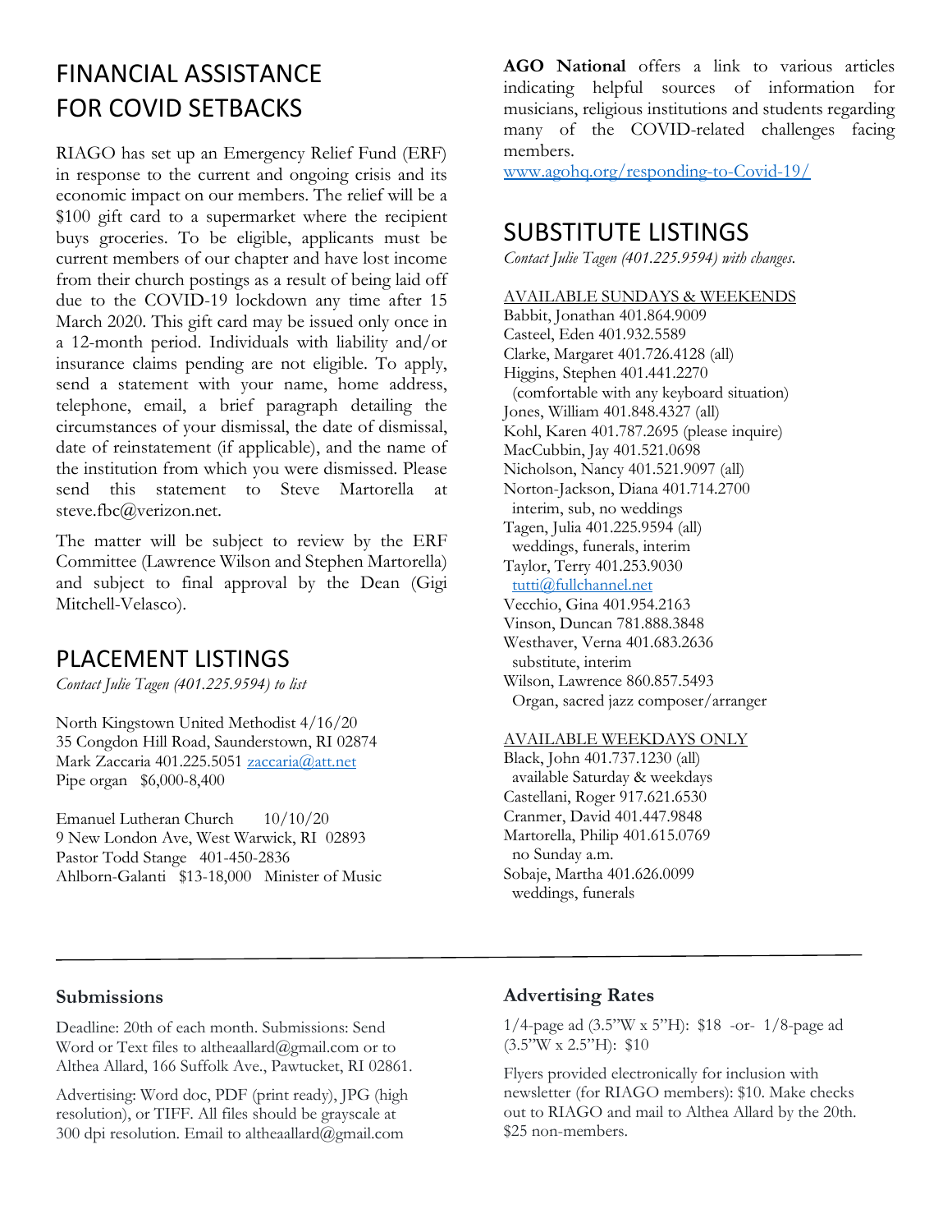# FINANCIAL ASSISTANCE FOR COVID SETBACKS

RIAGO has set up an Emergency Relief Fund (ERF) in response to the current and ongoing crisis and its economic impact on our members. The relief will be a $100 gift card to a supermarket where the recipient buys groceries. To be eligible, applicants must be current members of our chapter and have lost income from their church postings as a result of being laid off due to the COVID-19 lockdown any time after 15 March 2020. This gift card may be issued only once in a 12-month period. Individuals with liability and/or insurance claims pending are not eligible. To apply, send a statement with your name, home address, telephone, email, a brief paragraph detailing the circumstances of your dismissal, the date of dismissal, date of reinstatement (if applicable), and the name of the institution from which you were dismissed. Please send this statement to Steve Martorella at steve.fbc@verizon.net.

The matter will be subject to review by the ERF Committee (Lawrence Wilson and Stephen Martorella) and subject to final approval by the Dean (Gigi Mitchell-Velasco).

# PLACEMENT LISTINGS

*Contact Julie Tagen (401.225.9594) to list*

North Kingstown United Methodist 4/16/20
35 Congdon Hill Road, Saunderstown, RI 02874
Mark Zaccaria 401.225.5051 zaccaria@att.net
Pipe organ $6,000-8,400

Emanuel Lutheran Church 10/10/20
9 New London Ave, West Warwick, RI 02893
Pastor Todd Stange 401-450-2836
Ahlborn-Galanti $13-18,000 Minister of Music

**AGO National** offers a link to various articles indicating helpful sources of information for musicians, religious institutions and students regarding many of the COVID-related challenges facing members.
www.agohq.org/responding-to-Covid-19/

# SUBSTITUTE LISTINGS

*Contact Julie Tagen (401.225.9594) with changes.*

AVAILABLE SUNDAYS & WEEKENDS

Babbit, Jonathan 401.864.9009
Casteel, Eden 401.932.5589
Clarke, Margaret 401.726.4128 (all)
Higgins, Stephen 401.441.2270
(comfortable with any keyboard situation)
Jones, William 401.848.4327 (all)
Kohl, Karen 401.787.2695 (please inquire)
MacCubbin, Jay 401.521.0698
Nicholson, Nancy 401.521.9097 (all)
Norton-Jackson, Diana 401.714.2700
interim, sub, no weddings
Tagen, Julia 401.225.9594 (all)
weddings, funerals, interim
Taylor, Terry 401.253.9030
tutti@fullchannel.net
Vecchio, Gina 401.954.2163
Vinson, Duncan 781.888.3848
Westhaver, Verna 401.683.2636
substitute, interim
Wilson, Lawrence 860.857.5493
Organ, sacred jazz composer/arranger

AVAILABLE WEEKDAYS ONLY

Black, John 401.737.1230 (all)
available Saturday & weekdays
Castellani, Roger 917.621.6530
Cranmer, David 401.447.9848
Martorella, Philip 401.615.0769
no Sunday a.m.
Sobaje, Martha 401.626.0099
weddings, funerals

---

### Submissions

Deadline: 20th of each month. Submissions: Send Word or Text files to altheaallard@gmail.com or to Althea Allard, 166 Suffolk Ave., Pawtucket, RI 02861.

Advertising: Word doc, PDF (print ready), JPG (high resolution), or TIFF. All files should be grayscale at 300 dpi resolution. Email to altheaallard@gmail.com

### Advertising Rates

1/4-page ad (3.5"W x 5"H): $18 -or- 1/8-page ad (3.5"W x 2.5"H): $10

Flyers provided electronically for inclusion with newsletter (for RIAGO members): $10. Make checks out to RIAGO and mail to Althea Allard by the 20th. $25 non-members.